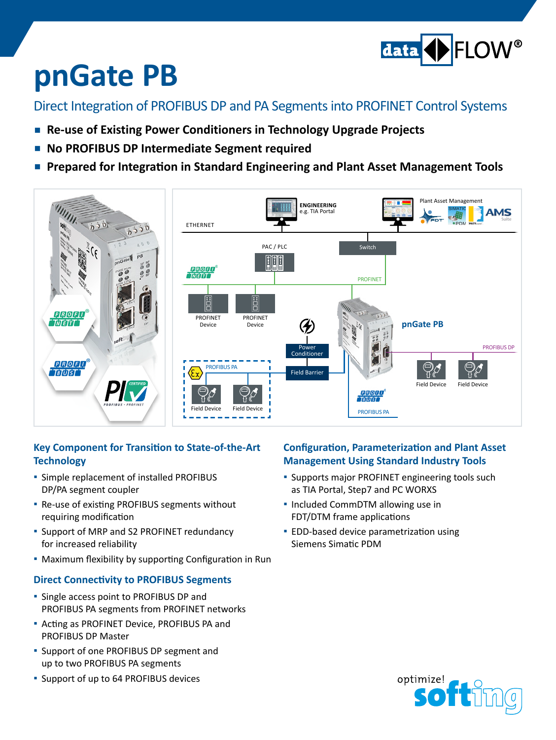# pnGate PB

## Direct Integration of PROFIBUS DP and PA Segments into PROFINET Control Systems

- **Re-use of Existing Power Conditioners in Technology Upgrade Projects**
- **No PROFIBUS DP Intermediate Segment required**
- **Prepared for Integration in Standard Engineering and Plant Asset Management Tools**

### Key Component for Transition to State-of-the-Art Technology

- Simple replacement of installed PROFIBUS DP/PA segment coupler
- Re-use of existing PROFIBUS segments without requiring modification
- Support of MRP and S2 PROFINET redundancy for increased reliability
- Maximum flexibility by supporting Configuration in Run

### Direct Connectivity to PROFIBUS Segments

- Single access point to PROFIBUS DP and PROFIBUS PA segments from PROFINET networks
- Acting as PROFINET Device, PROFIBUS PA and PROFIBUS DP Master
- Support of one PROFIBUS DP segment and up to two PROFIBUS PA segments
- Support of up to 64 PROFIBUS devices

### Configuration, Parameterization and Plant Asset Management Using Standard Industry Tools

- Supports major PROFINET engineering tools such as TIA Portal, Step7 and PC WORXS
- Included CommDTM allowing use in FDT/DTM frame applications
- EDD-based device parametrization using Siemens Simatic PDM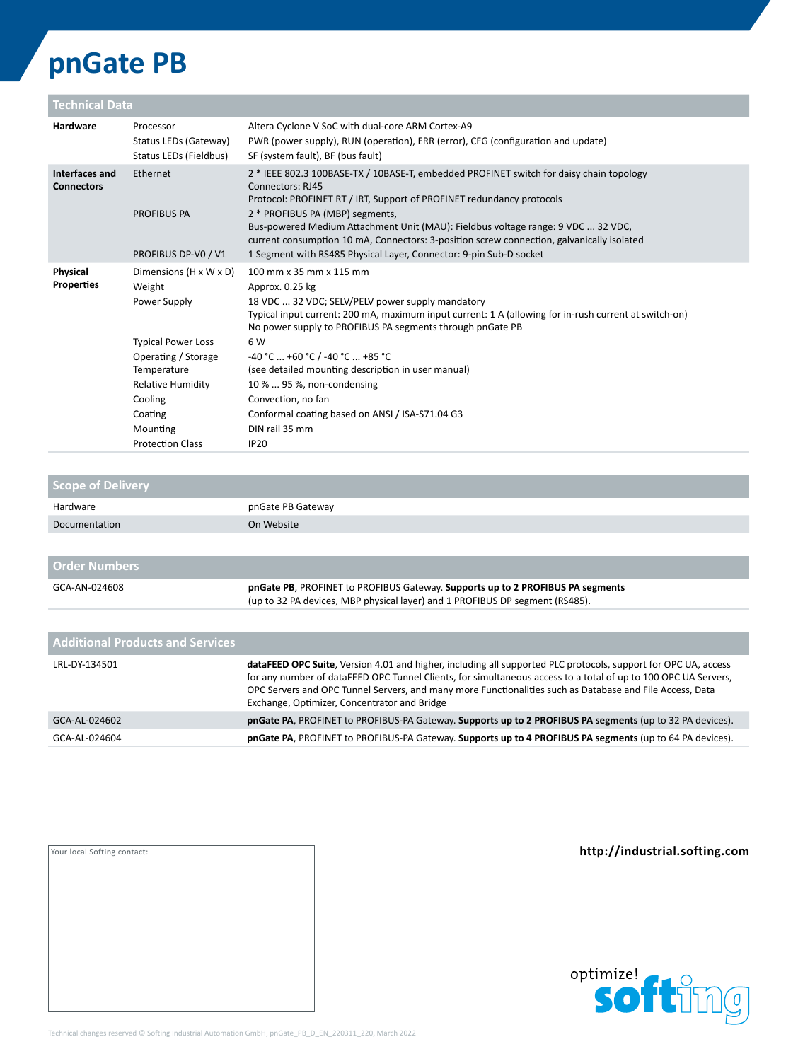# pnGate PB

## Technical Data

| | | |
|---|---|---|
| **Hardware** | Processor | Altera Cyclone V SoC with dual-core ARM Cortex-A9 |
| | Status LEDs (Gateway) | PWR (power supply), RUN (operation), ERR (error), CFG (configuration and update) |
| | Status LEDs (Fieldbus) | SF (system fault), BF (bus fault) |
| **Interfaces and Connectors** | Ethernet | 2 * IEEE 802.3 100BASE-TX / 10BASE-T, embedded PROFINET switch for daisy chain topology<br>Connectors: RJ45<br>Protocol: PROFINET RT / IRT, Support of PROFINET redundancy protocols |
| | PROFIBUS PA | 2 * PROFIBUS PA (MBP) segments,<br>Bus-powered Medium Attachment Unit (MAU): Fieldbus voltage range: 9 VDC ... 32 VDC,<br>current consumption 10 mA, Connectors: 3-position screw connection, galvanically isolated |
| | PROFIBUS DP-V0 / V1 | 1 Segment with RS485 Physical Layer, Connector: 9-pin Sub-D socket |
| **Physical Properties** | Dimensions (H x W x D) | 100 mm x 35 mm x 115 mm |
| | Weight | Approx. 0.25 kg |
| | Power Supply | 18 VDC ... 32 VDC; SELV/PELV power supply mandatory<br>Typical input current: 200 mA, maximum input current: 1 A (allowing for in-rush current at switch-on)<br>No power supply to PROFIBUS PA segments through pnGate PB |
| | Typical Power Loss | 6 W |
| | Operating / Storage Temperature | -40 °C ... +60 °C / -40 °C ... +85 °C<br>(see detailed mounting description in user manual) |
| | Relative Humidity | 10 % ... 95 %, non-condensing |
| | Cooling | Convection, no fan |
| | Coating | Conformal coating based on ANSI / ISA-S71.04 G3 |
| | Mounting | DIN rail 35 mm |
| | Protection Class | IP20 |

## Scope of Delivery

| | |
|---|---|
| Hardware | pnGate PB Gateway |
| Documentation | On Website |

## Order Numbers

| | |
|---|---|
| GCA-AN-024608 | **pnGate PB**, PROFINET to PROFIBUS Gateway. **Supports up to 2 PROFIBUS PA segments** (up to 32 PA devices, MBP physical layer) and 1 PROFIBUS DP segment (RS485). |

## Additional Products and Services

| | |
|---|---|
| LRL-DY-134501 | **dataFEED OPC Suite**, Version 4.01 and higher, including all supported PLC protocols, support for OPC UA, access for any number of dataFEED OPC Tunnel Clients, for simultaneous access to a total of up to 100 OPC UA Servers, OPC Servers and OPC Tunnel Servers, and many more Functionalities such as Database and File Access, Data Exchange, Optimizer, Concentrator and Bridge |
| GCA-AL-024602 | **pnGate PA**, PROFINET to PROFIBUS-PA Gateway. **Supports up to 2 PROFIBUS PA segments** (up to 32 PA devices). |
| GCA-AL-024604 | **pnGate PA**, PROFINET to PROFIBUS-PA Gateway. **Supports up to 4 PROFIBUS PA segments** (up to 64 PA devices). |

Your local Softing contact:

**http://industrial.softing.com**

optimize! softing

Technical changes reserved © Softing Industrial Automation GmbH, pnGate_PB_D_EN_220311_220, March 2022